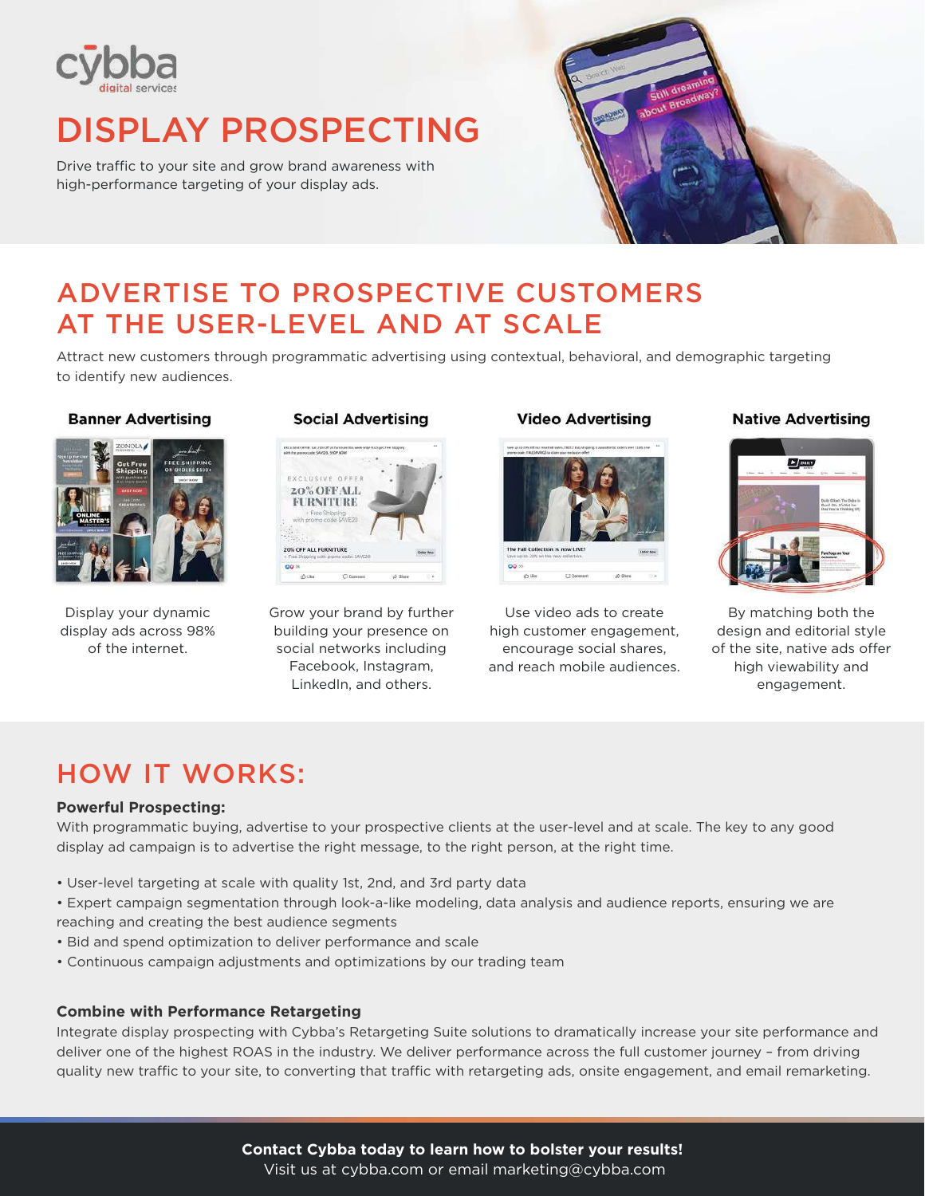cybba
digital services

# DISPLAY PROSPECTING

Drive traffic to your site and grow brand awareness with high-performance targeting of your display ads.

## ADVERTISE TO PROSPECTIVE CUSTOMERS AT THE USER-LEVEL AND AT SCALE

Attract new customers through programmatic advertising using contextual, behavioral, and demographic targeting to identify new audiences.

### Banner Advertising

Display your dynamic display ads across 98% of the internet.

### Social Advertising

Grow your brand by further building your presence on social networks including Facebook, Instagram, LinkedIn, and others.

### Video Advertising

Use video ads to create high customer engagement, encourage social shares, and reach mobile audiences.

### Native Advertising

By matching both the design and editorial style of the site, native ads offer high viewability and engagement.

## HOW IT WORKS:

**Powerful Prospecting:**

With programmatic buying, advertise to your prospective clients at the user-level and at scale. The key to any good display ad campaign is to advertise the right message, to the right person, at the right time.

- User-level targeting at scale with quality 1st, 2nd, and 3rd party data
- Expert campaign segmentation through look-a-like modeling, data analysis and audience reports, ensuring we are reaching and creating the best audience segments
- Bid and spend optimization to deliver performance and scale
- Continuous campaign adjustments and optimizations by our trading team

**Combine with Performance Retargeting**

Integrate display prospecting with Cybba's Retargeting Suite solutions to dramatically increase your site performance and deliver one of the highest ROAS in the industry. We deliver performance across the full customer journey – from driving quality new traffic to your site, to converting that traffic with retargeting ads, onsite engagement, and email remarketing.

**Contact Cybba today to learn how to bolster your results!**
Visit us at cybba.com or email marketing@cybba.com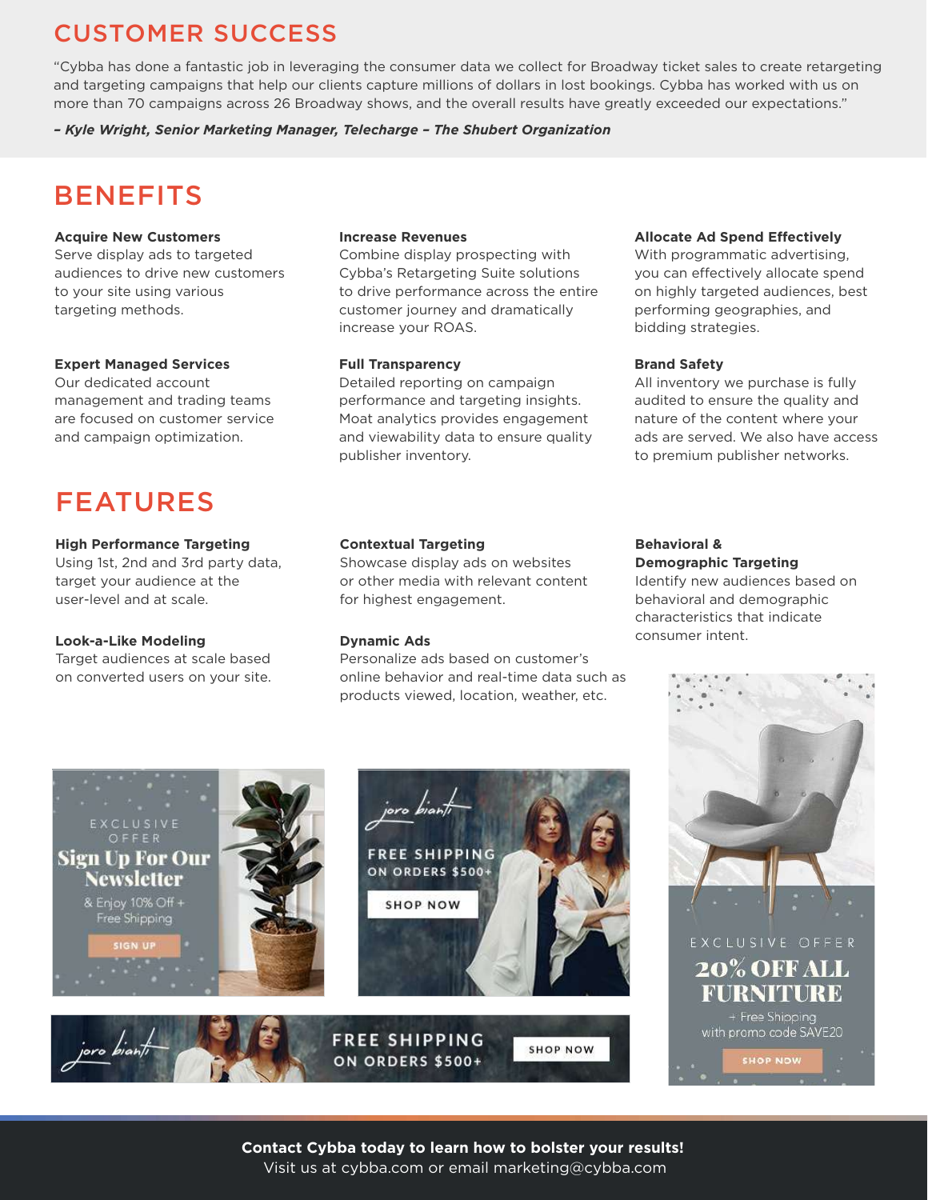## CUSTOMER SUCCESS

"Cybba has done a fantastic job in leveraging the consumer data we collect for Broadway ticket sales to create retargeting and targeting campaigns that help our clients capture millions of dollars in lost bookings. Cybba has worked with us on more than 70 campaigns across 26 Broadway shows, and the overall results have greatly exceeded our expectations."

***– Kyle Wright, Senior Marketing Manager, Telecharge – The Shubert Organization***

## BENEFITS

**Acquire New Customers**
Serve display ads to targeted audiences to drive new customers to your site using various targeting methods.

**Expert Managed Services**
Our dedicated account management and trading teams are focused on customer service and campaign optimization.

**Increase Revenues**
Combine display prospecting with Cybba's Retargeting Suite solutions to drive performance across the entire customer journey and dramatically increase your ROAS.

**Full Transparency**
Detailed reporting on campaign performance and targeting insights. Moat analytics provides engagement and viewability data to ensure quality publisher inventory.

**Allocate Ad Spend Effectively**
With programmatic advertising, you can effectively allocate spend on highly targeted audiences, best performing geographies, and bidding strategies.

**Brand Safety**
All inventory we purchase is fully audited to ensure the quality and nature of the content where your ads are served. We also have access to premium publisher networks.

## FEATURES

**High Performance Targeting**
Using 1st, 2nd and 3rd party data, target your audience at the user-level and at scale.

**Look-a-Like Modeling**
Target audiences at scale based on converted users on your site.

**Contextual Targeting**
Showcase display ads on websites or other media with relevant content for highest engagement.

**Dynamic Ads**
Personalize ads based on customer's online behavior and real-time data such as products viewed, location, weather, etc.

**Behavioral & Demographic Targeting**
Identify new audiences based on behavioral and demographic characteristics that indicate consumer intent.

EXCLUSIVE OFFER
Sign Up For Our Newsletter
& Enjoy 10% Off + Free Shipping
SIGN UP

joro bianti
FREE SHIPPING
ON ORDERS $500+
SHOP NOW

EXCLUSIVE OFFER
20% OFF ALL FURNITURE
+ Free Shipping with promo code SAVE20
SHOP NOW

joro bianti
FREE SHIPPING
ON ORDERS $500+
SHOP NOW

**Contact Cybba today to learn how to bolster your results!**
Visit us at cybba.com or email marketing@cybba.com